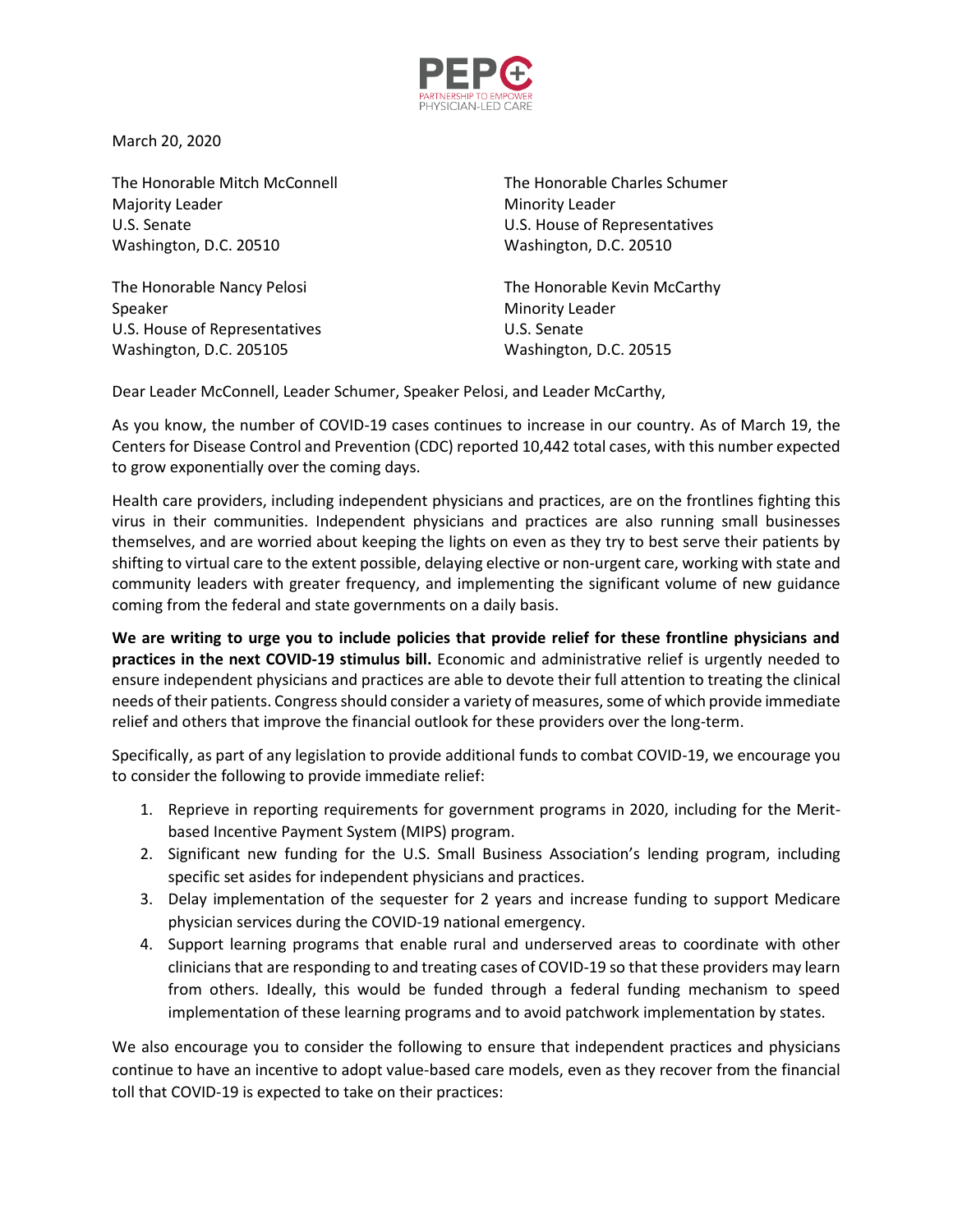PEPC
PARTNERSHIP TO EMPOWER
PHYSICIAN-LED CARE

March 20, 2020

The Honorable Mitch McConnell
Majority Leader
U.S. Senate
Washington, D.C. 20510

The Honorable Charles Schumer
Minority Leader
U.S. House of Representatives
Washington, D.C. 20510

The Honorable Nancy Pelosi
Speaker
U.S. House of Representatives
Washington, D.C. 205105

The Honorable Kevin McCarthy
Minority Leader
U.S. Senate
Washington, D.C. 20515

Dear Leader McConnell, Leader Schumer, Speaker Pelosi, and Leader McCarthy,

As you know, the number of COVID-19 cases continues to increase in our country. As of March 19, the Centers for Disease Control and Prevention (CDC) reported 10,442 total cases, with this number expected to grow exponentially over the coming days.

Health care providers, including independent physicians and practices, are on the frontlines fighting this virus in their communities. Independent physicians and practices are also running small businesses themselves, and are worried about keeping the lights on even as they try to best serve their patients by shifting to virtual care to the extent possible, delaying elective or non-urgent care, working with state and community leaders with greater frequency, and implementing the significant volume of new guidance coming from the federal and state governments on a daily basis.

**We are writing to urge you to include policies that provide relief for these frontline physicians and practices in the next COVID-19 stimulus bill.** Economic and administrative relief is urgently needed to ensure independent physicians and practices are able to devote their full attention to treating the clinical needs of their patients. Congress should consider a variety of measures, some of which provide immediate relief and others that improve the financial outlook for these providers over the long-term.

Specifically, as part of any legislation to provide additional funds to combat COVID-19, we encourage you to consider the following to provide immediate relief:

1. Reprieve in reporting requirements for government programs in 2020, including for the Merit-based Incentive Payment System (MIPS) program.
2. Significant new funding for the U.S. Small Business Association's lending program, including specific set asides for independent physicians and practices.
3. Delay implementation of the sequester for 2 years and increase funding to support Medicare physician services during the COVID-19 national emergency.
4. Support learning programs that enable rural and underserved areas to coordinate with other clinicians that are responding to and treating cases of COVID-19 so that these providers may learn from others. Ideally, this would be funded through a federal funding mechanism to speed implementation of these learning programs and to avoid patchwork implementation by states.

We also encourage you to consider the following to ensure that independent practices and physicians continue to have an incentive to adopt value-based care models, even as they recover from the financial toll that COVID-19 is expected to take on their practices: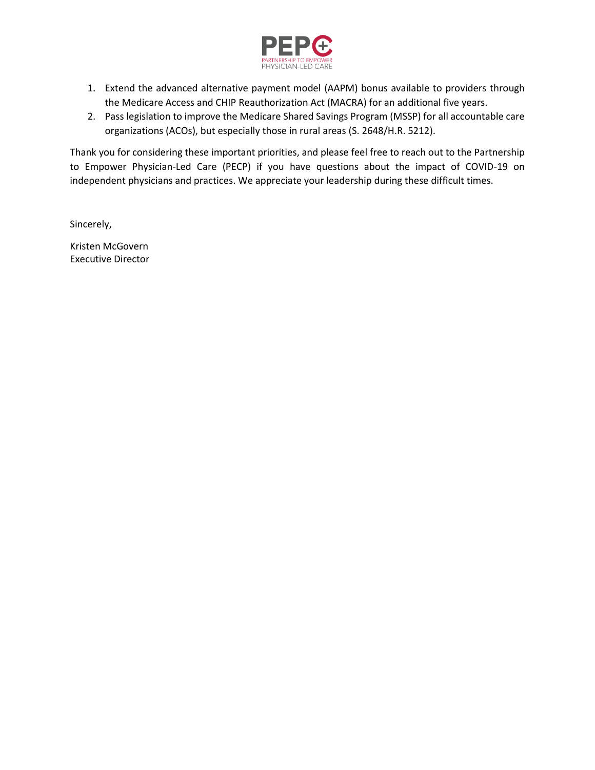1. Extend the advanced alternative payment model (AAPM) bonus available to providers through the Medicare Access and CHIP Reauthorization Act (MACRA) for an additional five years.
2. Pass legislation to improve the Medicare Shared Savings Program (MSSP) for all accountable care organizations (ACOs), but especially those in rural areas (S. 2648/H.R. 5212).

Thank you for considering these important priorities, and please feel free to reach out to the Partnership to Empower Physician-Led Care (PECP) if you have questions about the impact of COVID-19 on independent physicians and practices. We appreciate your leadership during these difficult times.

Sincerely,

Kristen McGovern
Executive Director